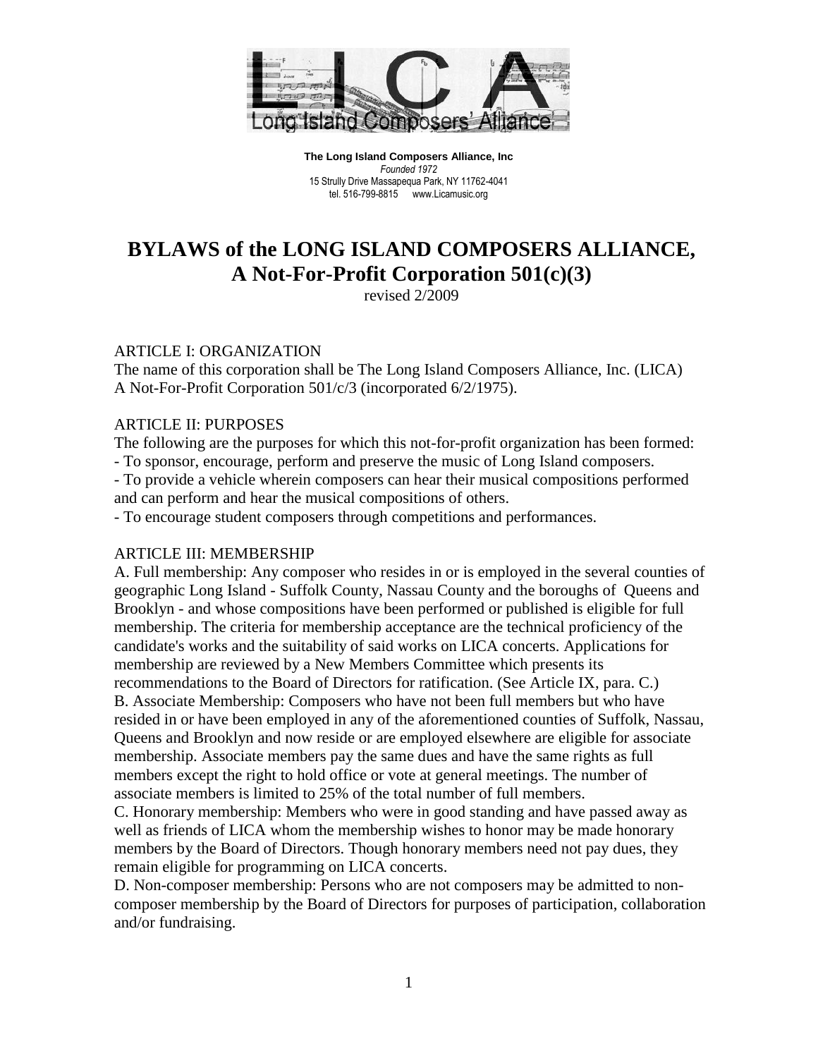**The Long Island Composers Alliance, Inc**
*Founded 1972*
15 Strully Drive Massapequa Park, NY 11762-4041
tel. 516-799-8815 www.Licamusic.org

# BYLAWS of the LONG ISLAND COMPOSERS ALLIANCE, A Not-For-Profit Corporation 501(c)(3)

revised 2/2009

## ARTICLE I: ORGANIZATION

The name of this corporation shall be The Long Island Composers Alliance, Inc. (LICA) A Not-For-Profit Corporation 501/c/3 (incorporated 6/2/1975).

## ARTICLE II: PURPOSES

The following are the purposes for which this not-for-profit organization has been formed:

- To sponsor, encourage, perform and preserve the music of Long Island composers.
- To provide a vehicle wherein composers can hear their musical compositions performed and can perform and hear the musical compositions of others.
- To encourage student composers through competitions and performances.

## ARTICLE III: MEMBERSHIP

A. Full membership: Any composer who resides in or is employed in the several counties of geographic Long Island - Suffolk County, Nassau County and the boroughs of Queens and Brooklyn - and whose compositions have been performed or published is eligible for full membership. The criteria for membership acceptance are the technical proficiency of the candidate's works and the suitability of said works on LICA concerts. Applications for membership are reviewed by a New Members Committee which presents its recommendations to the Board of Directors for ratification. (See Article IX, para. C.)

B. Associate Membership: Composers who have not been full members but who have resided in or have been employed in any of the aforementioned counties of Suffolk, Nassau, Queens and Brooklyn and now reside or are employed elsewhere are eligible for associate membership. Associate members pay the same dues and have the same rights as full members except the right to hold office or vote at general meetings. The number of associate members is limited to 25% of the total number of full members.

C. Honorary membership: Members who were in good standing and have passed away as well as friends of LICA whom the membership wishes to honor may be made honorary members by the Board of Directors. Though honorary members need not pay dues, they remain eligible for programming on LICA concerts.

D. Non-composer membership: Persons who are not composers may be admitted to non-composer membership by the Board of Directors for purposes of participation, collaboration and/or fundraising.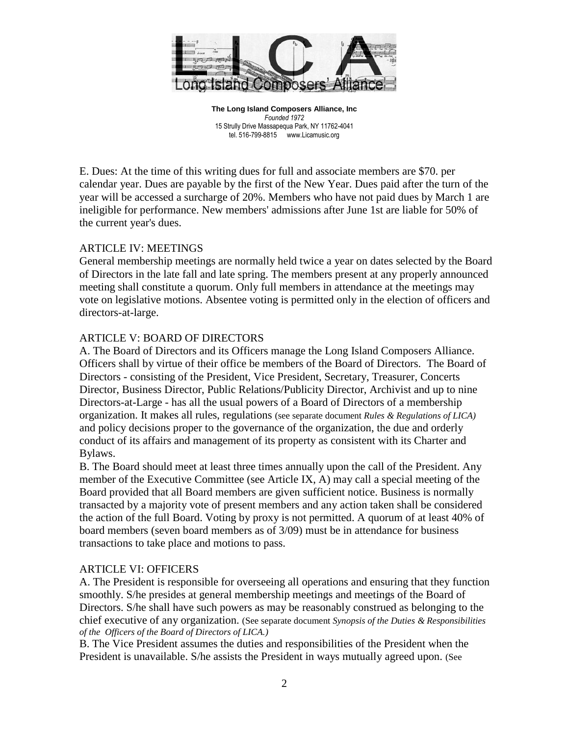E. Dues: At the time of this writing dues for full and associate members are $70. per calendar year. Dues are payable by the first of the New Year. Dues paid after the turn of the year will be accessed a surcharge of 20%. Members who have not paid dues by March 1 are ineligible for performance. New members' admissions after June 1st are liable for 50% of the current year's dues.

## ARTICLE IV: MEETINGS

General membership meetings are normally held twice a year on dates selected by the Board of Directors in the late fall and late spring. The members present at any properly announced meeting shall constitute a quorum. Only full members in attendance at the meetings may vote on legislative motions. Absentee voting is permitted only in the election of officers and directors-at-large.

## ARTICLE V: BOARD OF DIRECTORS

A. The Board of Directors and its Officers manage the Long Island Composers Alliance. Officers shall by virtue of their office be members of the Board of Directors. The Board of Directors - consisting of the President, Vice President, Secretary, Treasurer, Concerts Director, Business Director, Public Relations/Publicity Director, Archivist and up to nine Directors-at-Large - has all the usual powers of a Board of Directors of a membership organization. It makes all rules, regulations (see separate document *Rules & Regulations of LICA)* and policy decisions proper to the governance of the organization, the due and orderly conduct of its affairs and management of its property as consistent with its Charter and Bylaws.

B. The Board should meet at least three times annually upon the call of the President. Any member of the Executive Committee (see Article IX, A) may call a special meeting of the Board provided that all Board members are given sufficient notice. Business is normally transacted by a majority vote of present members and any action taken shall be considered the action of the full Board. Voting by proxy is not permitted. A quorum of at least 40% of board members (seven board members as of 3/09) must be in attendance for business transactions to take place and motions to pass.

## ARTICLE VI: OFFICERS

A. The President is responsible for overseeing all operations and ensuring that they function smoothly. S/he presides at general membership meetings and meetings of the Board of Directors. S/he shall have such powers as may be reasonably construed as belonging to the chief executive of any organization. (See separate document *Synopsis of the Duties & Responsibilities of the Officers of the Board of Directors of LICA.)*

B. The Vice President assumes the duties and responsibilities of the President when the President is unavailable. S/he assists the President in ways mutually agreed upon. (See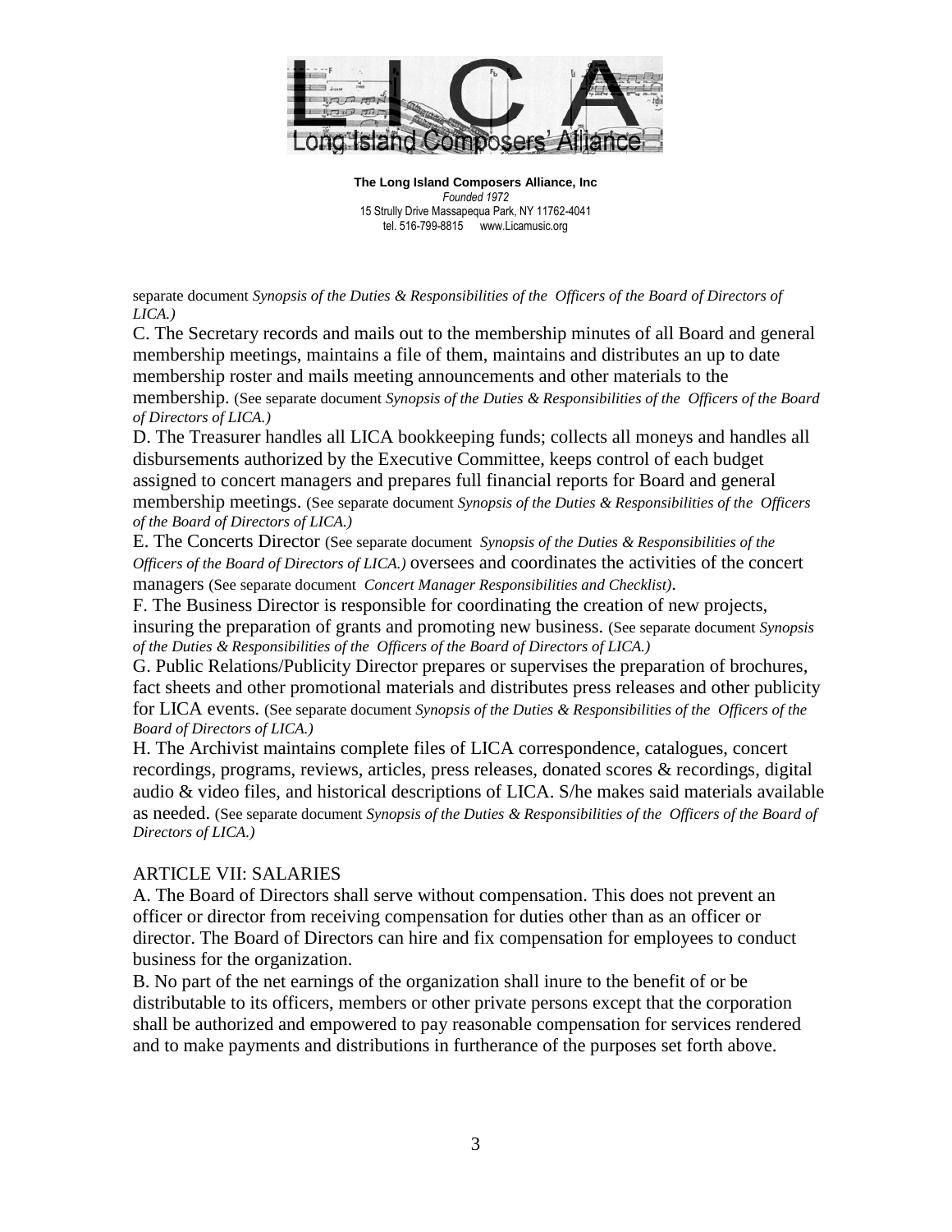separate document *Synopsis of the Duties & Responsibilities of the Officers of the Board of Directors of LICA.)*

C. The Secretary records and mails out to the membership minutes of all Board and general membership meetings, maintains a file of them, maintains and distributes an up to date membership roster and mails meeting announcements and other materials to the membership. (See separate document *Synopsis of the Duties & Responsibilities of the Officers of the Board of Directors of LICA.)*

D. The Treasurer handles all LICA bookkeeping funds; collects all moneys and handles all disbursements authorized by the Executive Committee, keeps control of each budget assigned to concert managers and prepares full financial reports for Board and general membership meetings. (See separate document *Synopsis of the Duties & Responsibilities of the Officers of the Board of Directors of LICA.)*

E. The Concerts Director (See separate document *Synopsis of the Duties & Responsibilities of the Officers of the Board of Directors of LICA.)* oversees and coordinates the activities of the concert managers (See separate document *Concert Manager Responsibilities and Checklist)*.

F. The Business Director is responsible for coordinating the creation of new projects, insuring the preparation of grants and promoting new business. (See separate document *Synopsis of the Duties & Responsibilities of the Officers of the Board of Directors of LICA.)*

G. Public Relations/Publicity Director prepares or supervises the preparation of brochures, fact sheets and other promotional materials and distributes press releases and other publicity for LICA events. (See separate document *Synopsis of the Duties & Responsibilities of the Officers of the Board of Directors of LICA.)*

H. The Archivist maintains complete files of LICA correspondence, catalogues, concert recordings, programs, reviews, articles, press releases, donated scores & recordings, digital audio & video files, and historical descriptions of LICA. S/he makes said materials available as needed. (See separate document *Synopsis of the Duties & Responsibilities of the Officers of the Board of Directors of LICA.)*

## ARTICLE VII: SALARIES

A. The Board of Directors shall serve without compensation. This does not prevent an officer or director from receiving compensation for duties other than as an officer or director. The Board of Directors can hire and fix compensation for employees to conduct business for the organization.

B. No part of the net earnings of the organization shall inure to the benefit of or be distributable to its officers, members or other private persons except that the corporation shall be authorized and empowered to pay reasonable compensation for services rendered and to make payments and distributions in furtherance of the purposes set forth above.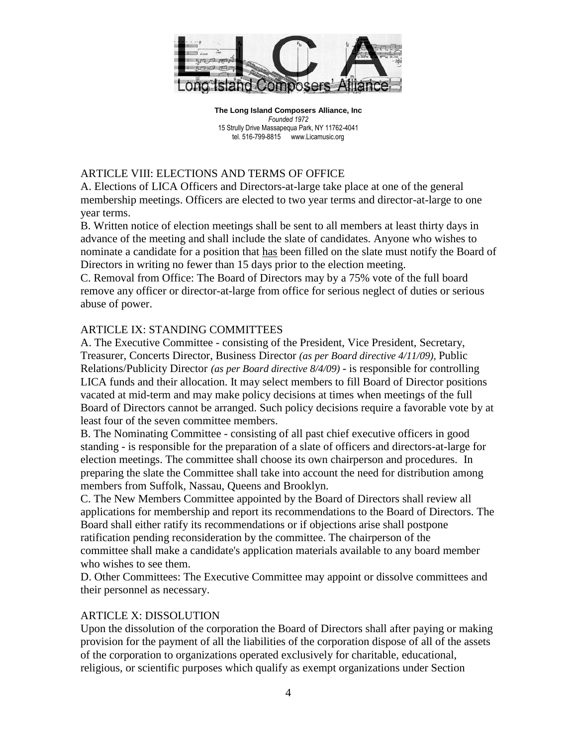**The Long Island Composers Alliance, Inc**
*Founded 1972*
15 Strully Drive Massapequa Park, NY 11762-4041
tel. 516-799-8815 www.Licamusic.org

## ARTICLE VIII: ELECTIONS AND TERMS OF OFFICE

A. Elections of LICA Officers and Directors-at-large take place at one of the general membership meetings. Officers are elected to two year terms and director-at-large to one year terms.

B. Written notice of election meetings shall be sent to all members at least thirty days in advance of the meeting and shall include the slate of candidates. Anyone who wishes to nominate a candidate for a position that has been filled on the slate must notify the Board of Directors in writing no fewer than 15 days prior to the election meeting.

C. Removal from Office: The Board of Directors may by a 75% vote of the full board remove any officer or director-at-large from office for serious neglect of duties or serious abuse of power.

## ARTICLE IX: STANDING COMMITTEES

A. The Executive Committee - consisting of the President, Vice President, Secretary, Treasurer, Concerts Director, Business Director *(as per Board directive 4/11/09),* Public Relations/Publicity Director *(as per Board directive 8/4/09)* - is responsible for controlling LICA funds and their allocation. It may select members to fill Board of Director positions vacated at mid-term and may make policy decisions at times when meetings of the full Board of Directors cannot be arranged. Such policy decisions require a favorable vote by at least four of the seven committee members.

B. The Nominating Committee - consisting of all past chief executive officers in good standing - is responsible for the preparation of a slate of officers and directors-at-large for election meetings. The committee shall choose its own chairperson and procedures. In preparing the slate the Committee shall take into account the need for distribution among members from Suffolk, Nassau, Queens and Brooklyn.

C. The New Members Committee appointed by the Board of Directors shall review all applications for membership and report its recommendations to the Board of Directors. The Board shall either ratify its recommendations or if objections arise shall postpone ratification pending reconsideration by the committee. The chairperson of the committee shall make a candidate's application materials available to any board member who wishes to see them.

D. Other Committees: The Executive Committee may appoint or dissolve committees and their personnel as necessary.

## ARTICLE X: DISSOLUTION

Upon the dissolution of the corporation the Board of Directors shall after paying or making provision for the payment of all the liabilities of the corporation dispose of all of the assets of the corporation to organizations operated exclusively for charitable, educational, religious, or scientific purposes which qualify as exempt organizations under Section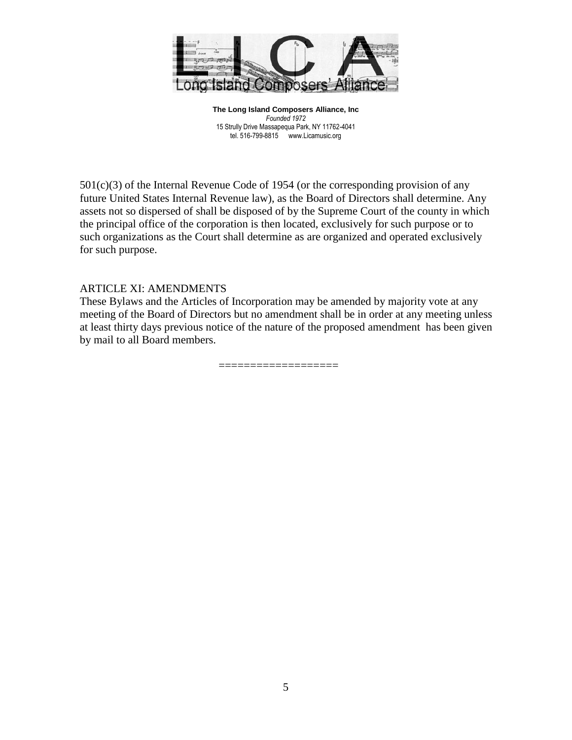501(c)(3) of the Internal Revenue Code of 1954 (or the corresponding provision of any future United States Internal Revenue law), as the Board of Directors shall determine. Any assets not so dispersed of shall be disposed of by the Supreme Court of the county in which the principal office of the corporation is then located, exclusively for such purpose or to such organizations as the Court shall determine as are organized and operated exclusively for such purpose.

## ARTICLE XI: AMENDMENTS

These Bylaws and the Articles of Incorporation may be amended by majority vote at any meeting of the Board of Directors but no amendment shall be in order at any meeting unless at least thirty days previous notice of the nature of the proposed amendment has been given by mail to all Board members.

==================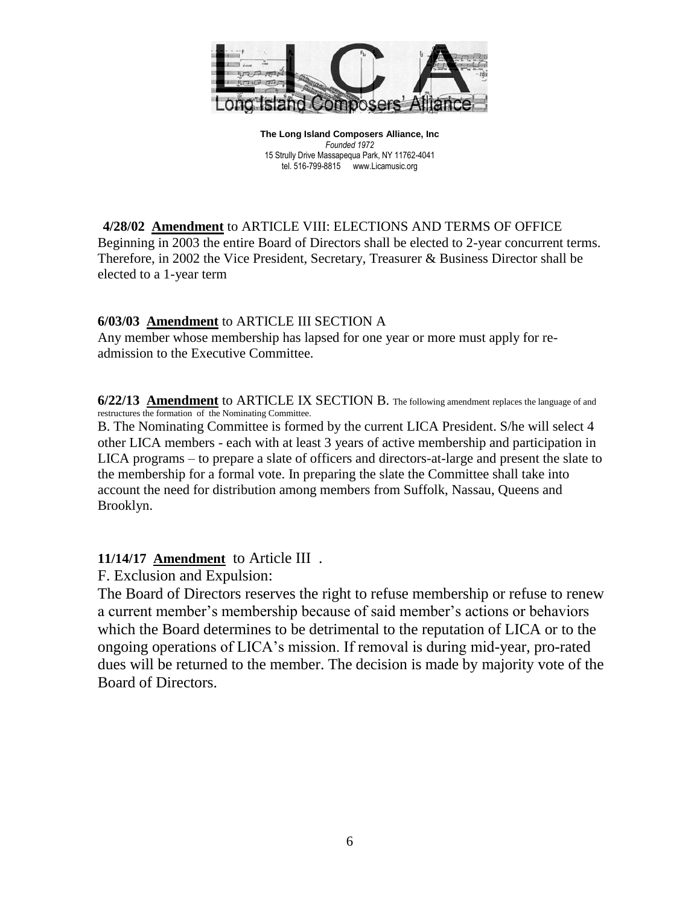**The Long Island Composers Alliance, Inc**
*Founded 1972*
15 Strully Drive Massapequa Park, NY 11762-4041
tel. 516-799-8815 www.Licamusic.org

**4/28/02 Amendment** to ARTICLE VIII: ELECTIONS AND TERMS OF OFFICE
Beginning in 2003 the entire Board of Directors shall be elected to 2-year concurrent terms. Therefore, in 2002 the Vice President, Secretary, Treasurer & Business Director shall be elected to a 1-year term

**6/03/03 Amendment** to ARTICLE III SECTION A
Any member whose membership has lapsed for one year or more must apply for re-admission to the Executive Committee.

**6/22/13 Amendment** to ARTICLE IX SECTION B. The following amendment replaces the language of and restructures the formation of the Nominating Committee.

B. The Nominating Committee is formed by the current LICA President. S/he will select 4 other LICA members - each with at least 3 years of active membership and participation in LICA programs – to prepare a slate of officers and directors-at-large and present the slate to the membership for a formal vote. In preparing the slate the Committee shall take into account the need for distribution among members from Suffolk, Nassau, Queens and Brooklyn.

**11/14/17 Amendment** to Article III .

F. Exclusion and Expulsion:

The Board of Directors reserves the right to refuse membership or refuse to renew a current member's membership because of said member's actions or behaviors which the Board determines to be detrimental to the reputation of LICA or to the ongoing operations of LICA's mission. If removal is during mid-year, pro-rated dues will be returned to the member. The decision is made by majority vote of the Board of Directors.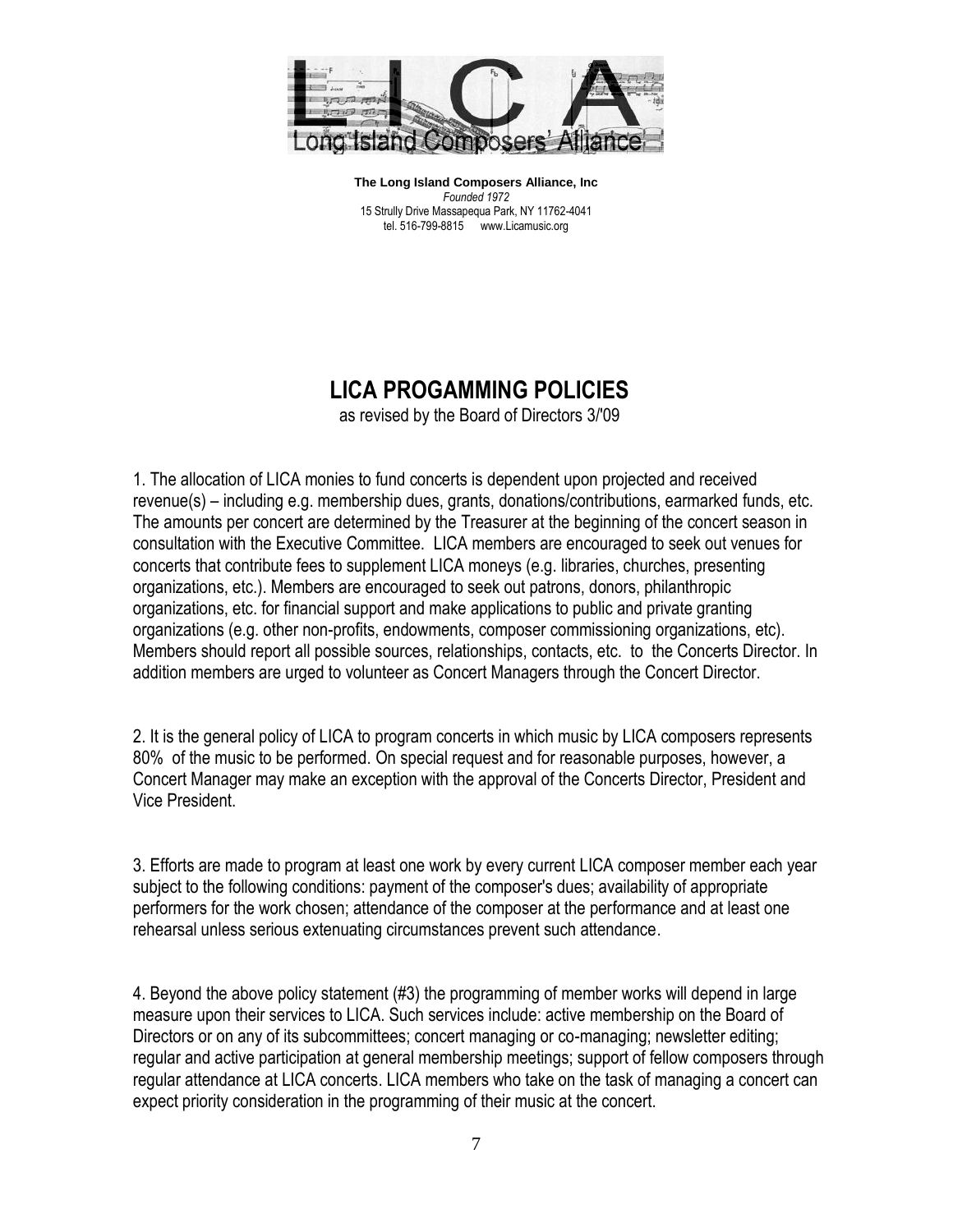**The Long Island Composers Alliance, Inc**
*Founded 1972*
15 Strully Drive Massapequa Park, NY 11762-4041
tel. 516-799-8815 www.Licamusic.org

# LICA PROGAMMING POLICIES

as revised by the Board of Directors 3/'09

1. The allocation of LICA monies to fund concerts is dependent upon projected and received revenue(s) – including e.g. membership dues, grants, donations/contributions, earmarked funds, etc. The amounts per concert are determined by the Treasurer at the beginning of the concert season in consultation with the Executive Committee. LICA members are encouraged to seek out venues for concerts that contribute fees to supplement LICA moneys (e.g. libraries, churches, presenting organizations, etc.). Members are encouraged to seek out patrons, donors, philanthropic organizations, etc. for financial support and make applications to public and private granting organizations (e.g. other non-profits, endowments, composer commissioning organizations, etc). Members should report all possible sources, relationships, contacts, etc. to the Concerts Director. In addition members are urged to volunteer as Concert Managers through the Concert Director.

2. It is the general policy of LICA to program concerts in which music by LICA composers represents 80% of the music to be performed. On special request and for reasonable purposes, however, a Concert Manager may make an exception with the approval of the Concerts Director, President and Vice President.

3. Efforts are made to program at least one work by every current LICA composer member each year subject to the following conditions: payment of the composer's dues; availability of appropriate performers for the work chosen; attendance of the composer at the performance and at least one rehearsal unless serious extenuating circumstances prevent such attendance.

4. Beyond the above policy statement (#3) the programming of member works will depend in large measure upon their services to LICA. Such services include: active membership on the Board of Directors or on any of its subcommittees; concert managing or co-managing; newsletter editing; regular and active participation at general membership meetings; support of fellow composers through regular attendance at LICA concerts. LICA members who take on the task of managing a concert can expect priority consideration in the programming of their music at the concert.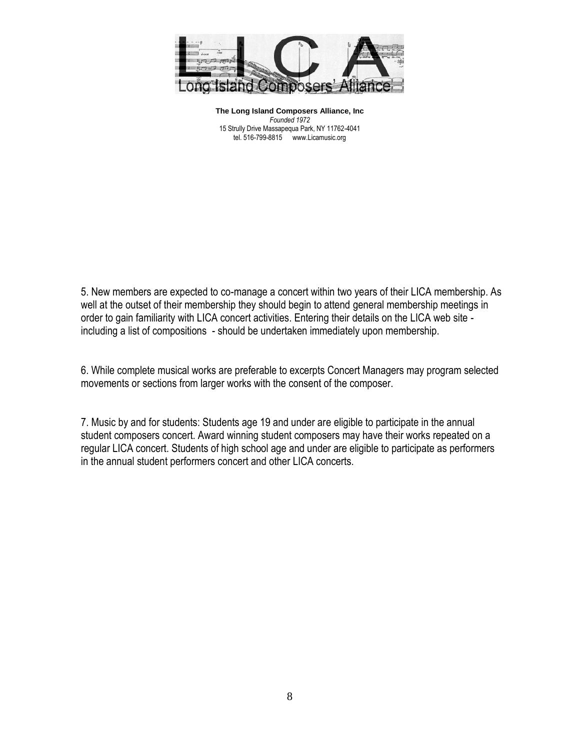5. New members are expected to co-manage a concert within two years of their LICA membership. As well at the outset of their membership they should begin to attend general membership meetings in order to gain familiarity with LICA concert activities. Entering their details on the LICA web site - including a list of compositions - should be undertaken immediately upon membership.

6. While complete musical works are preferable to excerpts Concert Managers may program selected movements or sections from larger works with the consent of the composer.

7. Music by and for students: Students age 19 and under are eligible to participate in the annual student composers concert. Award winning student composers may have their works repeated on a regular LICA concert. Students of high school age and under are eligible to participate as performers in the annual student performers concert and other LICA concerts.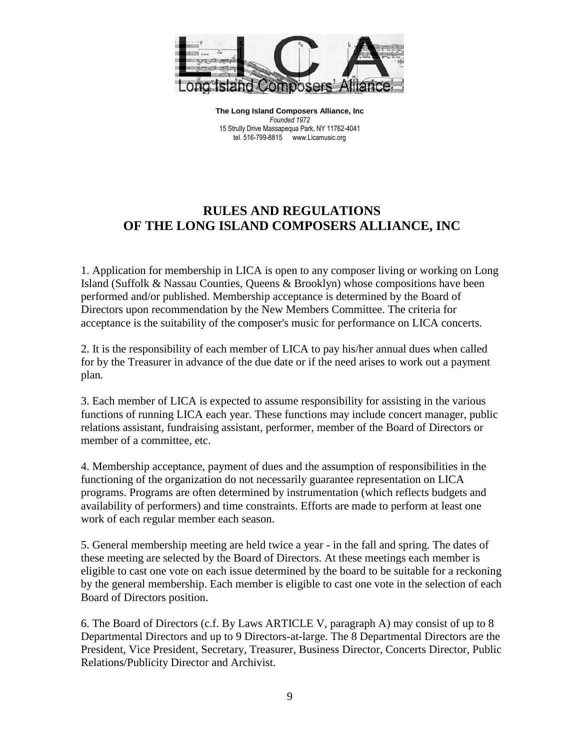**The Long Island Composers Alliance, Inc**
*Founded 1972*
15 Strully Drive Massapequa Park, NY 11762-4041
tel. 516-799-8815 www.Licamusic.org

# RULES AND REGULATIONS OF THE LONG ISLAND COMPOSERS ALLIANCE, INC

1. Application for membership in LICA is open to any composer living or working on Long Island (Suffolk & Nassau Counties, Queens & Brooklyn) whose compositions have been performed and/or published. Membership acceptance is determined by the Board of Directors upon recommendation by the New Members Committee. The criteria for acceptance is the suitability of the composer's music for performance on LICA concerts.

2. It is the responsibility of each member of LICA to pay his/her annual dues when called for by the Treasurer in advance of the due date or if the need arises to work out a payment plan.

3. Each member of LICA is expected to assume responsibility for assisting in the various functions of running LICA each year. These functions may include concert manager, public relations assistant, fundraising assistant, performer, member of the Board of Directors or member of a committee, etc.

4. Membership acceptance, payment of dues and the assumption of responsibilities in the functioning of the organization do not necessarily guarantee representation on LICA programs. Programs are often determined by instrumentation (which reflects budgets and availability of performers) and time constraints. Efforts are made to perform at least one work of each regular member each season.

5. General membership meeting are held twice a year - in the fall and spring. The dates of these meeting are selected by the Board of Directors. At these meetings each member is eligible to cast one vote on each issue determined by the board to be suitable for a reckoning by the general membership. Each member is eligible to cast one vote in the selection of each Board of Directors position.

6. The Board of Directors (c.f. By Laws ARTICLE V, paragraph A) may consist of up to 8 Departmental Directors and up to 9 Directors-at-large. The 8 Departmental Directors are the President, Vice President, Secretary, Treasurer, Business Director, Concerts Director, Public Relations/Publicity Director and Archivist.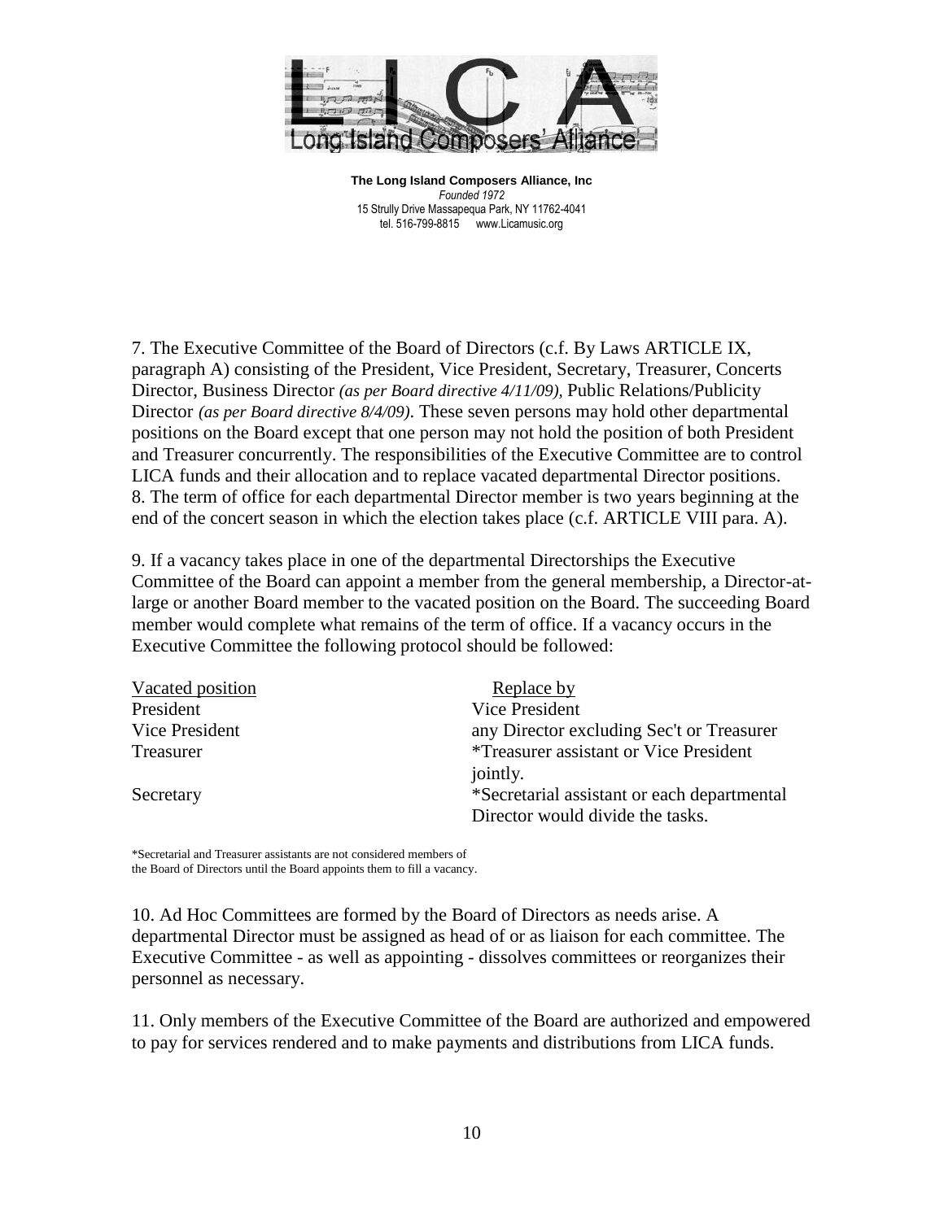7. The Executive Committee of the Board of Directors (c.f. By Laws ARTICLE IX, paragraph A) consisting of the President, Vice President, Secretary, Treasurer, Concerts Director, Business Director *(as per Board directive 4/11/09),* Public Relations/Publicity Director *(as per Board directive 8/4/09)*. These seven persons may hold other departmental positions on the Board except that one person may not hold the position of both President and Treasurer concurrently. The responsibilities of the Executive Committee are to control LICA funds and their allocation and to replace vacated departmental Director positions.

8. The term of office for each departmental Director member is two years beginning at the end of the concert season in which the election takes place (c.f. ARTICLE VIII para. A).

9. If a vacancy takes place in one of the departmental Directorships the Executive Committee of the Board can appoint a member from the general membership, a Director-at-large or another Board member to the vacated position on the Board. The succeeding Board member would complete what remains of the term of office. If a vacancy occurs in the Executive Committee the following protocol should be followed:

| Vacated position | Replace by |
|---|---|
| President | Vice President |
| Vice President | any Director excluding Sec't or Treasurer |
| Treasurer | *Treasurer assistant or Vice President jointly. |
| Secretary | *Secretarial assistant or each departmental Director would divide the tasks. |

*Secretarial and Treasurer assistants are not considered members of the Board of Directors until the Board appoints them to fill a vacancy.

10. Ad Hoc Committees are formed by the Board of Directors as needs arise. A departmental Director must be assigned as head of or as liaison for each committee. The Executive Committee - as well as appointing - dissolves committees or reorganizes their personnel as necessary.

11. Only members of the Executive Committee of the Board are authorized and empowered to pay for services rendered and to make payments and distributions from LICA funds.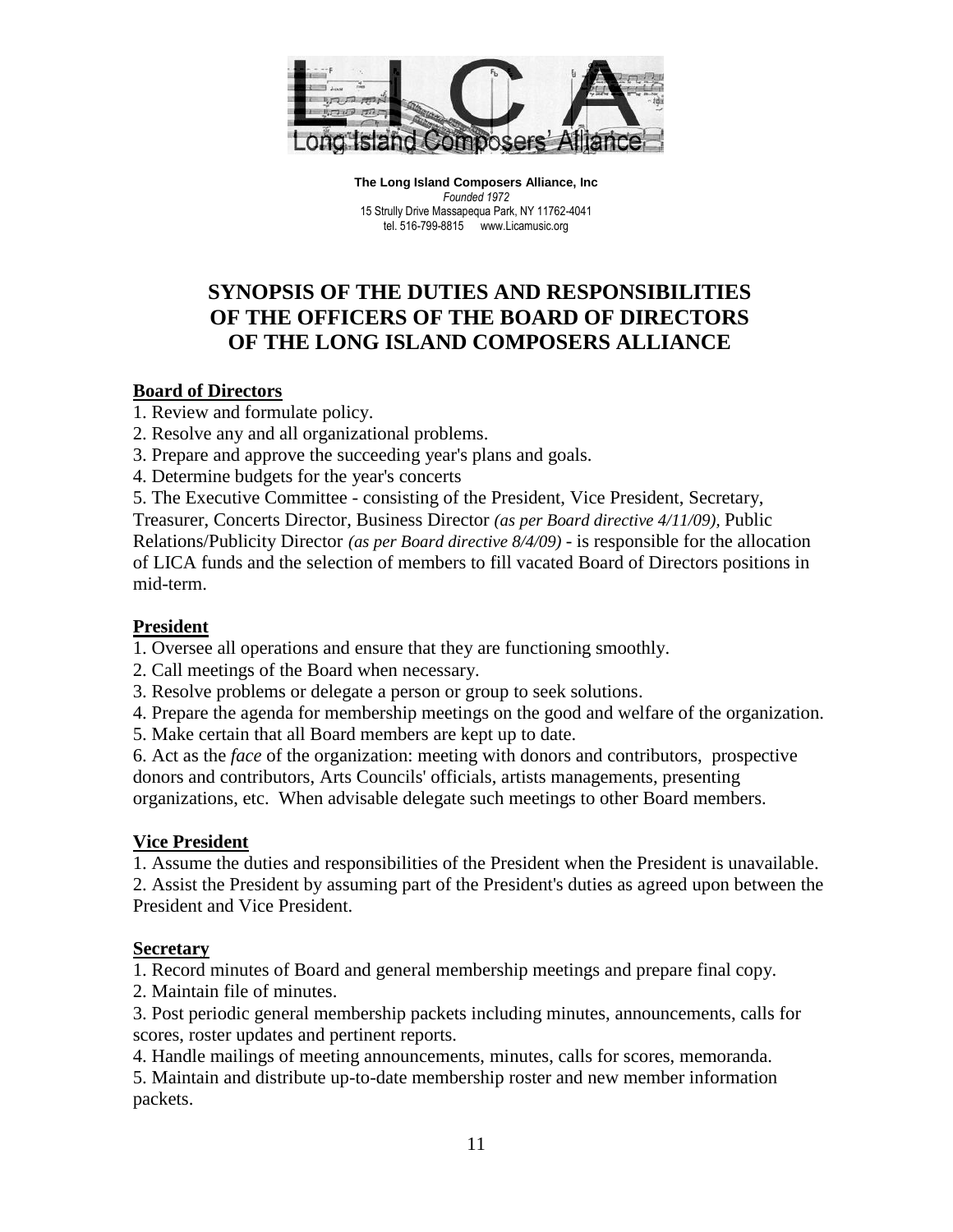**The Long Island Composers Alliance, Inc**
*Founded 1972*
15 Strully Drive Massapequa Park, NY 11762-4041
tel. 516-799-8815 www.Licamusic.org

# SYNOPSIS OF THE DUTIES AND RESPONSIBILITIES OF THE OFFICERS OF THE BOARD OF DIRECTORS OF THE LONG ISLAND COMPOSERS ALLIANCE

## Board of Directors

1. Review and formulate policy.
2. Resolve any and all organizational problems.
3. Prepare and approve the succeeding year's plans and goals.
4. Determine budgets for the year's concerts
5. The Executive Committee - consisting of the President, Vice President, Secretary, Treasurer, Concerts Director, Business Director *(as per Board directive 4/11/09),* Public Relations/Publicity Director *(as per Board directive 8/4/09)* - is responsible for the allocation of LICA funds and the selection of members to fill vacated Board of Directors positions in mid-term.

## President

1. Oversee all operations and ensure that they are functioning smoothly.
2. Call meetings of the Board when necessary.
3. Resolve problems or delegate a person or group to seek solutions.
4. Prepare the agenda for membership meetings on the good and welfare of the organization.
5. Make certain that all Board members are kept up to date.
6. Act as the *face* of the organization: meeting with donors and contributors, prospective donors and contributors, Arts Councils' officials, artists managements, presenting organizations, etc. When advisable delegate such meetings to other Board members.

## Vice President

1. Assume the duties and responsibilities of the President when the President is unavailable.
2. Assist the President by assuming part of the President's duties as agreed upon between the President and Vice President.

## Secretary

1. Record minutes of Board and general membership meetings and prepare final copy.
2. Maintain file of minutes.
3. Post periodic general membership packets including minutes, announcements, calls for scores, roster updates and pertinent reports.
4. Handle mailings of meeting announcements, minutes, calls for scores, memoranda.
5. Maintain and distribute up-to-date membership roster and new member information packets.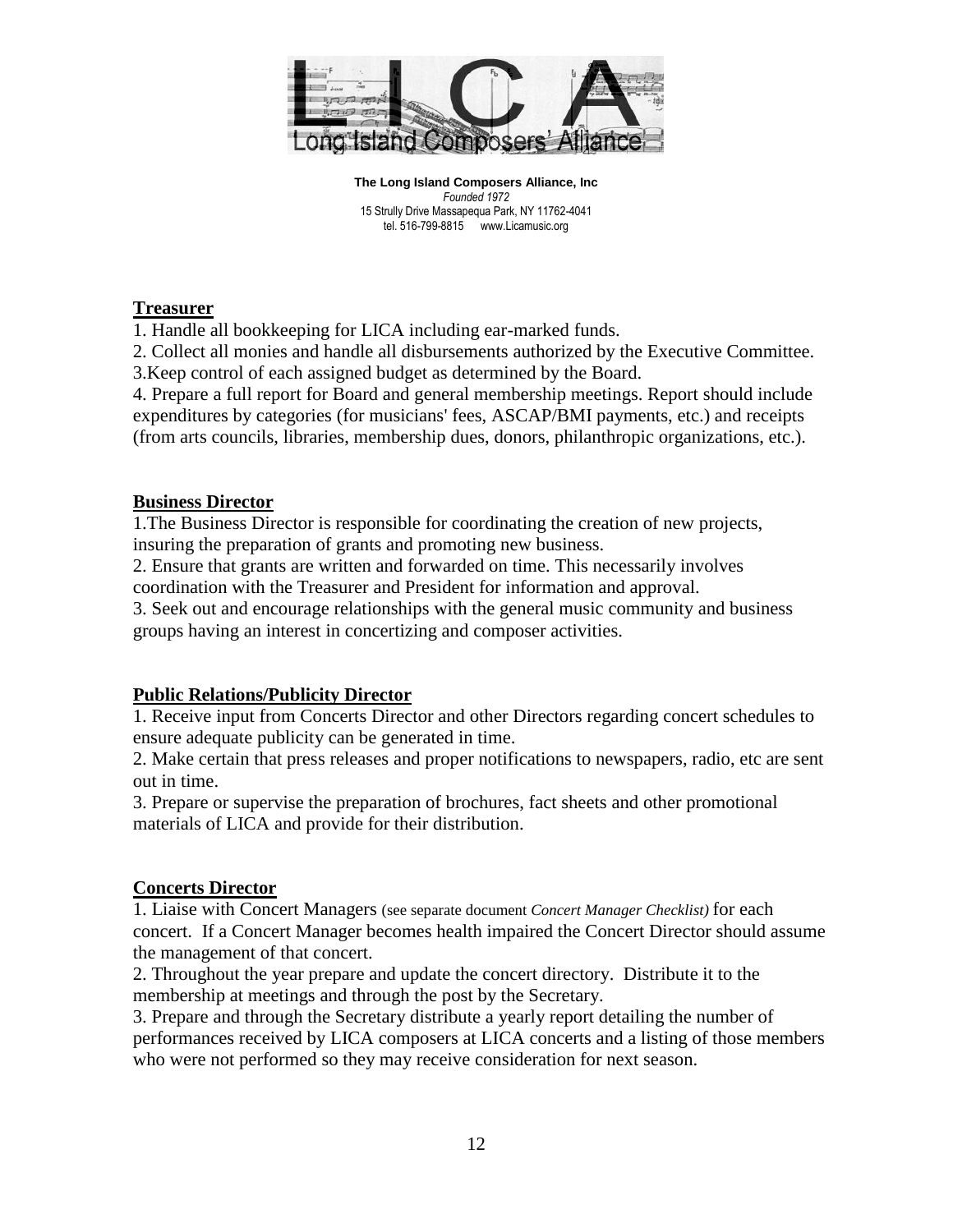**The Long Island Composers Alliance, Inc**
*Founded 1972*
15 Strully Drive Massapequa Park, NY 11762-4041
tel. 516-799-8815 www.Licamusic.org

## Treasurer

1. Handle all bookkeeping for LICA including ear-marked funds.
2. Collect all monies and handle all disbursements authorized by the Executive Committee.
3.Keep control of each assigned budget as determined by the Board.
4. Prepare a full report for Board and general membership meetings. Report should include expenditures by categories (for musicians' fees, ASCAP/BMI payments, etc.) and receipts (from arts councils, libraries, membership dues, donors, philanthropic organizations, etc.).

## Business Director

1.The Business Director is responsible for coordinating the creation of new projects, insuring the preparation of grants and promoting new business.
2. Ensure that grants are written and forwarded on time. This necessarily involves coordination with the Treasurer and President for information and approval.
3. Seek out and encourage relationships with the general music community and business groups having an interest in concertizing and composer activities.

## Public Relations/Publicity Director

1. Receive input from Concerts Director and other Directors regarding concert schedules to ensure adequate publicity can be generated in time.
2. Make certain that press releases and proper notifications to newspapers, radio, etc are sent out in time.
3. Prepare or supervise the preparation of brochures, fact sheets and other promotional materials of LICA and provide for their distribution.

## Concerts Director

1. Liaise with Concert Managers (see separate document *Concert Manager Checklist)* for each concert. If a Concert Manager becomes health impaired the Concert Director should assume the management of that concert.
2. Throughout the year prepare and update the concert directory. Distribute it to the membership at meetings and through the post by the Secretary.
3. Prepare and through the Secretary distribute a yearly report detailing the number of performances received by LICA composers at LICA concerts and a listing of those members who were not performed so they may receive consideration for next season.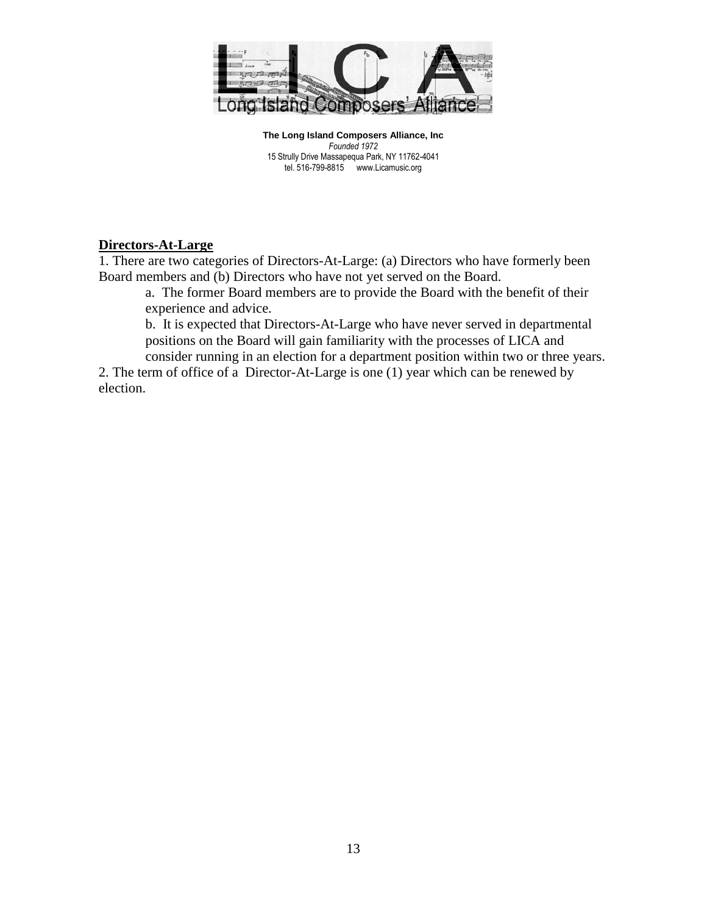**The Long Island Composers Alliance, Inc**
*Founded 1972*
15 Strully Drive Massapequa Park, NY 11762-4041
tel. 516-799-8815 www.Licamusic.org

## Directors-At-Large

1. There are two categories of Directors-At-Large: (a) Directors who have formerly been Board members and (b) Directors who have not yet served on the Board.

    a. The former Board members are to provide the Board with the benefit of their experience and advice.

    b. It is expected that Directors-At-Large who have never served in departmental positions on the Board will gain familiarity with the processes of LICA and consider running in an election for a department position within two or three years.

2. The term of office of a Director-At-Large is one (1) year which can be renewed by election.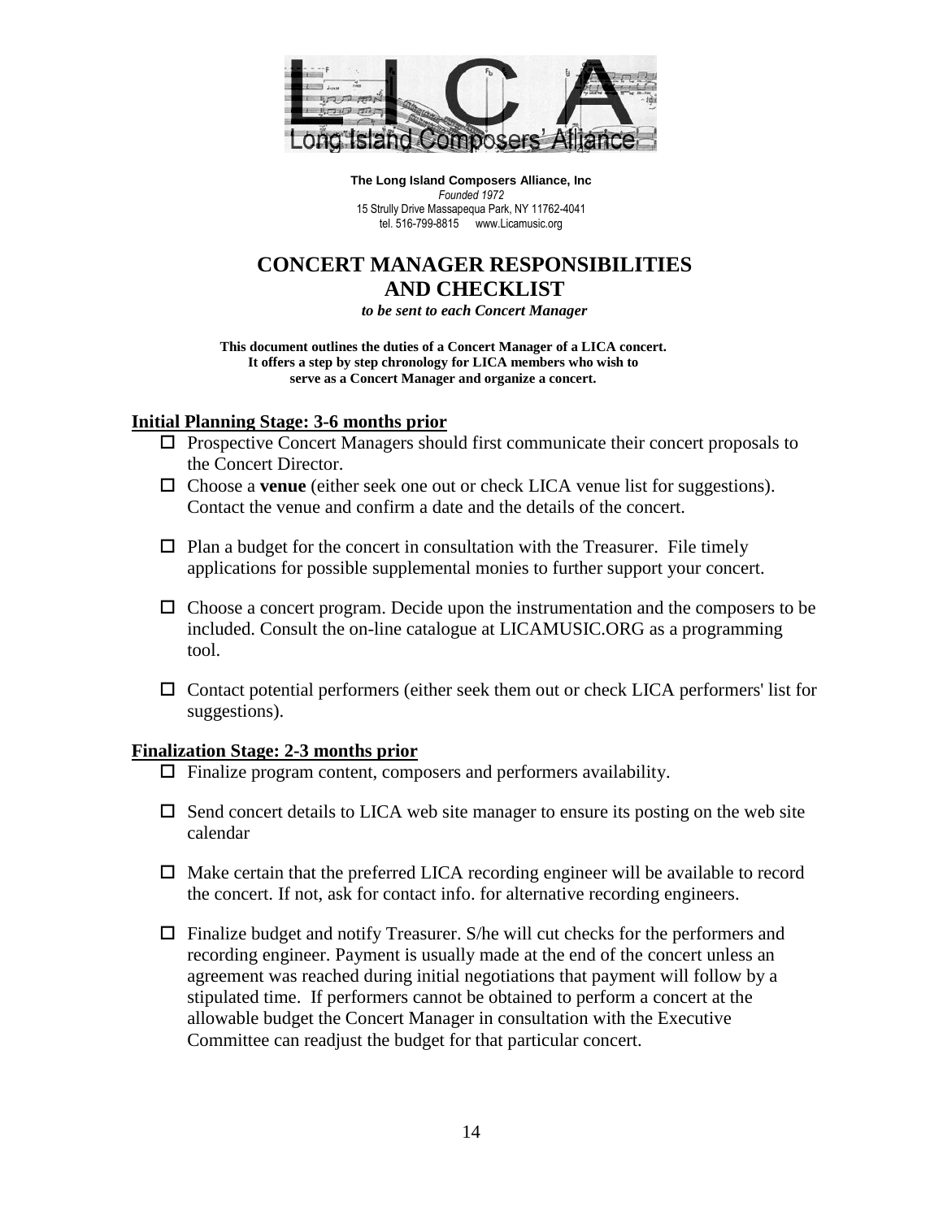**The Long Island Composers Alliance, Inc**
*Founded 1972*
15 Strully Drive Massapequa Park, NY 11762-4041
tel. 516-799-8815 www.Licamusic.org

# CONCERT MANAGER RESPONSIBILITIES AND CHECKLIST

***to be sent to each Concert Manager***

**This document outlines the duties of a Concert Manager of a LICA concert. It offers a step by step chronology for LICA members who wish to serve as a Concert Manager and organize a concert.**

## Initial Planning Stage: 3-6 months prior

- ☐ Prospective Concert Managers should first communicate their concert proposals to the Concert Director.
- ☐ Choose a **venue** (either seek one out or check LICA venue list for suggestions). Contact the venue and confirm a date and the details of the concert.
- ☐ Plan a budget for the concert in consultation with the Treasurer. File timely applications for possible supplemental monies to further support your concert.
- ☐ Choose a concert program. Decide upon the instrumentation and the composers to be included. Consult the on-line catalogue at LICAMUSIC.ORG as a programming tool.
- ☐ Contact potential performers (either seek them out or check LICA performers' list for suggestions).

## Finalization Stage: 2-3 months prior

- ☐ Finalize program content, composers and performers availability.
- ☐ Send concert details to LICA web site manager to ensure its posting on the web site calendar
- ☐ Make certain that the preferred LICA recording engineer will be available to record the concert. If not, ask for contact info. for alternative recording engineers.
- ☐ Finalize budget and notify Treasurer. S/he will cut checks for the performers and recording engineer. Payment is usually made at the end of the concert unless an agreement was reached during initial negotiations that payment will follow by a stipulated time. If performers cannot be obtained to perform a concert at the allowable budget the Concert Manager in consultation with the Executive Committee can readjust the budget for that particular concert.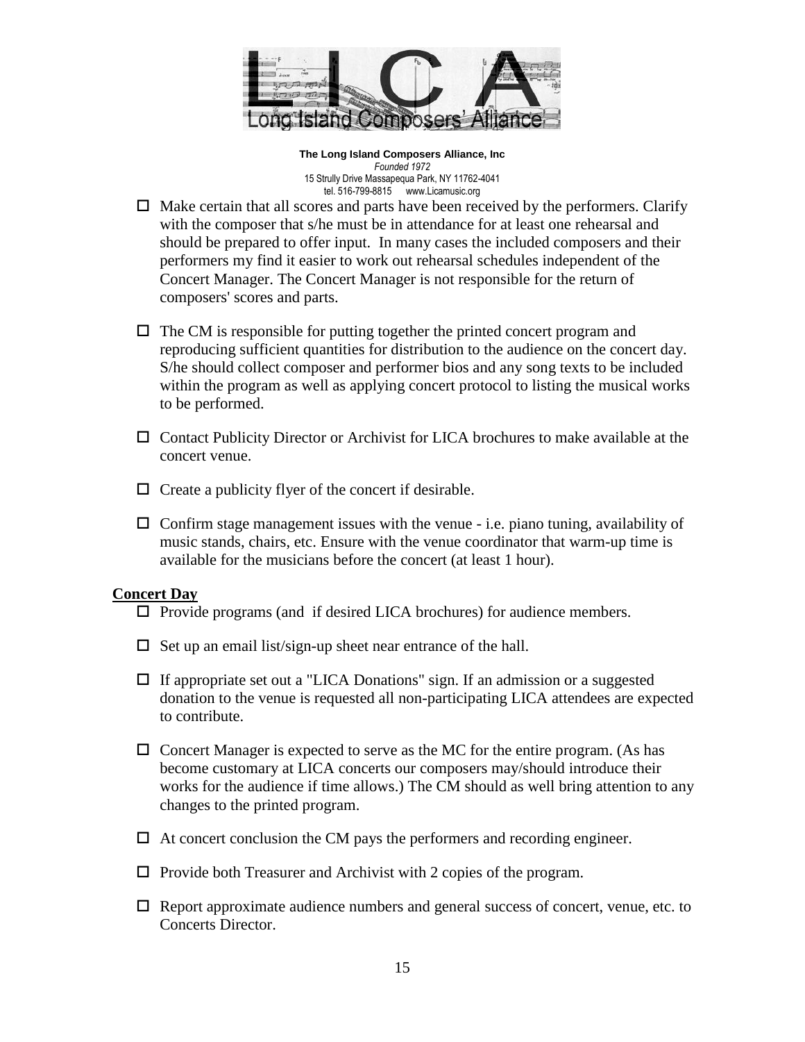**The Long Island Composers Alliance, Inc**
*Founded 1972*
15 Strully Drive Massapequa Park, NY 11762-4041
tel. 516-799-8815 www.Licamusic.org

- ☐ Make certain that all scores and parts have been received by the performers. Clarify with the composer that s/he must be in attendance for at least one rehearsal and should be prepared to offer input. In many cases the included composers and their performers my find it easier to work out rehearsal schedules independent of the Concert Manager. The Concert Manager is not responsible for the return of composers' scores and parts.

- ☐ The CM is responsible for putting together the printed concert program and reproducing sufficient quantities for distribution to the audience on the concert day. S/he should collect composer and performer bios and any song texts to be included within the program as well as applying concert protocol to listing the musical works to be performed.

- ☐ Contact Publicity Director or Archivist for LICA brochures to make available at the concert venue.

- ☐ Create a publicity flyer of the concert if desirable.

- ☐ Confirm stage management issues with the venue - i.e. piano tuning, availability of music stands, chairs, etc. Ensure with the venue coordinator that warm-up time is available for the musicians before the concert (at least 1 hour).

**Concert Day**

- ☐ Provide programs (and if desired LICA brochures) for audience members.

- ☐ Set up an email list/sign-up sheet near entrance of the hall.

- ☐ If appropriate set out a "LICA Donations" sign. If an admission or a suggested donation to the venue is requested all non-participating LICA attendees are expected to contribute.

- ☐ Concert Manager is expected to serve as the MC for the entire program. (As has become customary at LICA concerts our composers may/should introduce their works for the audience if time allows.) The CM should as well bring attention to any changes to the printed program.

- ☐ At concert conclusion the CM pays the performers and recording engineer.

- ☐ Provide both Treasurer and Archivist with 2 copies of the program.

- ☐ Report approximate audience numbers and general success of concert, venue, etc. to Concerts Director.